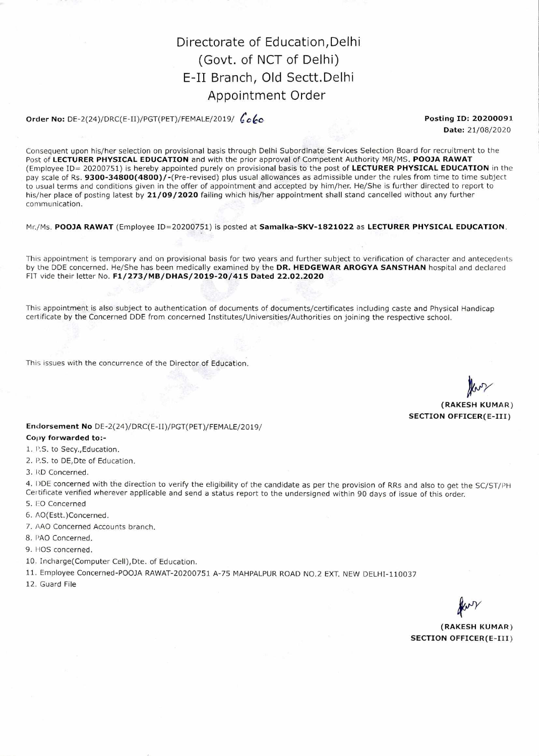# Directorate of Education,Delhi
## (Govt. of NCT of Delhi)
## E-II Branch, Old Sectt.Delhi
## Appointment Order

**Order No:** DE-2(24)/DRC(E-II)/PGT(PET)/FEMALE/2019/ 6060

**Posting ID: 20200091**
**Date:** 21/08/2020

Consequent upon his/her selection on provisional basis through Delhi Subordinate Services Selection Board for recruitment to the Post of **LECTURER PHYSICAL EDUCATION** and with the prior approval of Competent Authority MR/MS. **POOJA RAWAT** (Employee ID= 20200751) is hereby appointed purely on provisional basis to the post of **LECTURER PHYSICAL EDUCATION** in the pay scale of Rs. **9300-34800(4800)/-**(Pre-revised) plus usual allowances as admissible under the rules from time to time subject to usual terms and conditions given in the offer of appointment and accepted by him/her. He/She is further directed to report to his/her place of posting latest by **21/09/2020** failing which his/her appointment shall stand cancelled without any further communication.

Mr./Ms. **POOJA RAWAT** (Employee ID=20200751) is posted at **Samalka-SKV-1821022** as **LECTURER PHYSICAL EDUCATION**.

This appointment is temporary and on provisional basis for two years and further subject to verification of character and antecedents by the DDE concerned. He/She has been medically examined by the **DR. HEDGEWAR AROGYA SANSTHAN** hospital and declared FIT vide their letter No. **F1/273/MB/DHAS/2019-20/415 Dated 22.02.2020**

This appointment is also subject to authentication of documents of documents/certificates including caste and Physical Handicap certificate by the Concerned DDE from concerned Institutes/Universities/Authorities on joining the respective school.

This issues with the concurrence of the Director of Education.

**(RAKESH KUMAR)**
**SECTION OFFICER(E-III)**

**Endorsement No** DE-2(24)/DRC(E-II)/PGT(PET)/FEMALE/2019/

**Copy forwarded to:-**

1. P.S. to Secy.,Education.
2. P.S. to DE,Dte of Education.
3. RD Concerned.
4. DDE concerned with the direction to verify the eligibility of the candidate as per the provision of RRs and also to get the SC/ST/PH Certificate verified wherever applicable and send a status report to the undersigned within 90 days of issue of this order.
5. EO Concerned
6. AO(Estt.)Concerned.
7. AAO Concerned Accounts branch.
8. PAO Concerned.
9. HOS concerned.
10. Incharge(Computer Cell),Dte. of Education.
11. Employee Concerned-POOJA RAWAT-20200751 A-75 MAHPALPUR ROAD NO.2 EXT. NEW DELHI-110037
12. Guard File

**(RAKESH KUMAR)**
**SECTION OFFICER(E-III)**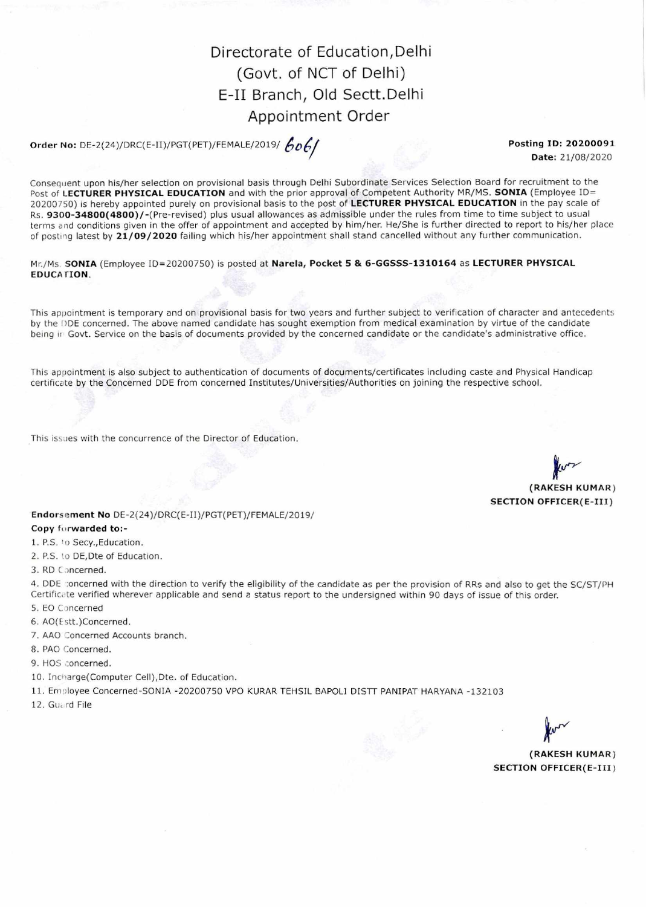# Directorate of Education, Delhi
## (Govt. of NCT of Delhi)
## E-II Branch, Old Sectt.Delhi
## Appointment Order

**Order No:** DE-2(24)/DRC(E-II)/PGT(PET)/FEMALE/2019/ 6061

**Posting ID: 20200091**
**Date:** 21/08/2020

Consequent upon his/her selection on provisional basis through Delhi Subordinate Services Selection Board for recruitment to the Post of **LECTURER PHYSICAL EDUCATION** and with the prior approval of Competent Authority MR/MS. **SONIA** (Employee ID= 20200750) is hereby appointed purely on provisional basis to the post of **LECTURER PHYSICAL EDUCATION** in the pay scale of Rs. **9300-34800(4800)/-**(Pre-revised) plus usual allowances as admissible under the rules from time to time subject to usual terms and conditions given in the offer of appointment and accepted by him/her. He/She is further directed to report to his/her place of posting latest by **21/09/2020** failing which his/her appointment shall stand cancelled without any further communication.

Mr./Ms. **SONIA** (Employee ID=20200750) is posted at **Narela, Pocket 5 & 6-GGSSS-1310164** as **LECTURER PHYSICAL EDUCATION**.

This appointment is temporary and on provisional basis for two years and further subject to verification of character and antecedents by the DDE concerned. The above named candidate has sought exemption from medical examination by virtue of the candidate being in Govt. Service on the basis of documents provided by the concerned candidate or the candidate's administrative office.

This appointment is also subject to authentication of documents of documents/certificates including caste and Physical Handicap certificate by the Concerned DDE from concerned Institutes/Universities/Authorities on joining the respective school.

This issues with the concurrence of the Director of Education.

**(RAKESH KUMAR)**
**SECTION OFFICER(E-III)**

**Endorsement No** DE-2(24)/DRC(E-II)/PGT(PET)/FEMALE/2019/

**Copy forwarded to:-**

1. P.S. to Secy.,Education.
2. P.S. to DE,Dte of Education.
3. RD Concerned.
4. DDE concerned with the direction to verify the eligibility of the candidate as per the provision of RRs and also to get the SC/ST/PH Certificate verified wherever applicable and send a status report to the undersigned within 90 days of issue of this order.
5. EO Concerned
6. AO(Estt.)Concerned.
7. AAO Concerned Accounts branch.
8. PAO Concerned.
9. HOS concerned.
10. Incharge(Computer Cell),Dte. of Education.
11. Employee Concerned-SONIA -20200750 VPO KURAR TEHSIL BAPOLI DISTT PANIPAT HARYANA -132103
12. Guard File

**(RAKESH KUMAR)**
**SECTION OFFICER(E-III)**